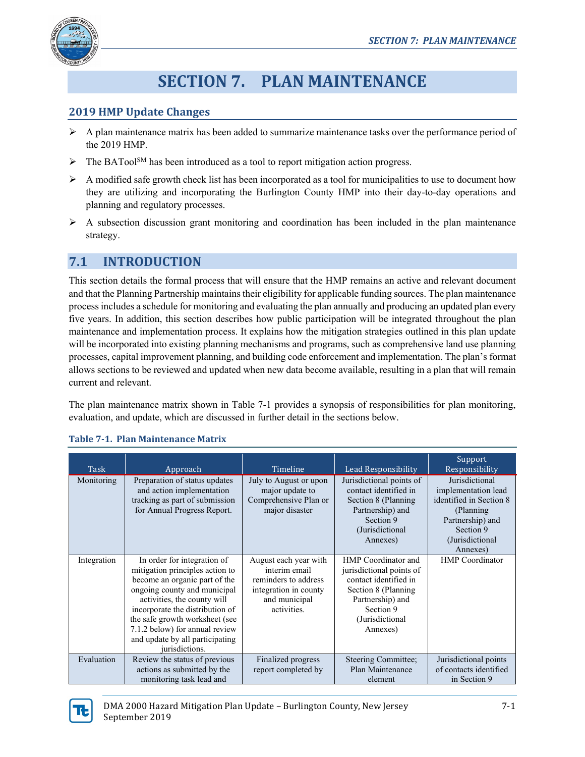# SECTION 7. PLAN MAINTENANCE

## 2019 HMP Update Changes

- A plan maintenance matrix has been added to summarize maintenance tasks over the performance period of the 2019 HMP.
- The BATool[SM] has been introduced as a tool to report mitigation action progress.
- A modified safe growth check list has been incorporated as a tool for municipalities to use to document how they are utilizing and incorporating the Burlington County HMP into their day-to-day operations and planning and regulatory processes.
- A subsection discussion grant monitoring and coordination has been included in the plan maintenance strategy.

## 7.1 INTRODUCTION

This section details the formal process that will ensure that the HMP remains an active and relevant document and that the Planning Partnership maintains their eligibility for applicable funding sources. The plan maintenance process includes a schedule for monitoring and evaluating the plan annually and producing an updated plan every five years. In addition, this section describes how public participation will be integrated throughout the plan maintenance and implementation process. It explains how the mitigation strategies outlined in this plan update will be incorporated into existing planning mechanisms and programs, such as comprehensive land use planning processes, capital improvement planning, and building code enforcement and implementation. The plan's format allows sections to be reviewed and updated when new data become available, resulting in a plan that will remain current and relevant.

The plan maintenance matrix shown in Table 7-1 provides a synopsis of responsibilities for plan monitoring, evaluation, and update, which are discussed in further detail in the sections below.

**Table 7-1. Plan Maintenance Matrix**

| Task | Approach | Timeline | Lead Responsibility | Support Responsibility |
|---|---|---|---|---|
| Monitoring | Preparation of status updates and action implementation tracking as part of submission for Annual Progress Report. | July to August or upon major update to Comprehensive Plan or major disaster | Jurisdictional points of contact identified in Section 8 (Planning Partnership) and Section 9 (Jurisdictional Annexes) | Jurisdictional implementation lead identified in Section 8 (Planning Partnership) and Section 9 (Jurisdictional Annexes) |
| Integration | In order for integration of mitigation principles action to become an organic part of the ongoing county and municipal activities, the county will incorporate the distribution of the safe growth worksheet (see 7.1.2 below) for annual review and update by all participating jurisdictions. | August each year with interim email reminders to address integration in county and municipal activities. | HMP Coordinator and jurisdictional points of contact identified in Section 8 (Planning Partnership) and Section 9 (Jurisdictional Annexes) | HMP Coordinator |
| Evaluation | Review the status of previous actions as submitted by the monitoring task lead and | Finalized progress report completed by | Steering Committee; Plan Maintenance element | Jurisdictional points of contacts identified in Section 9 |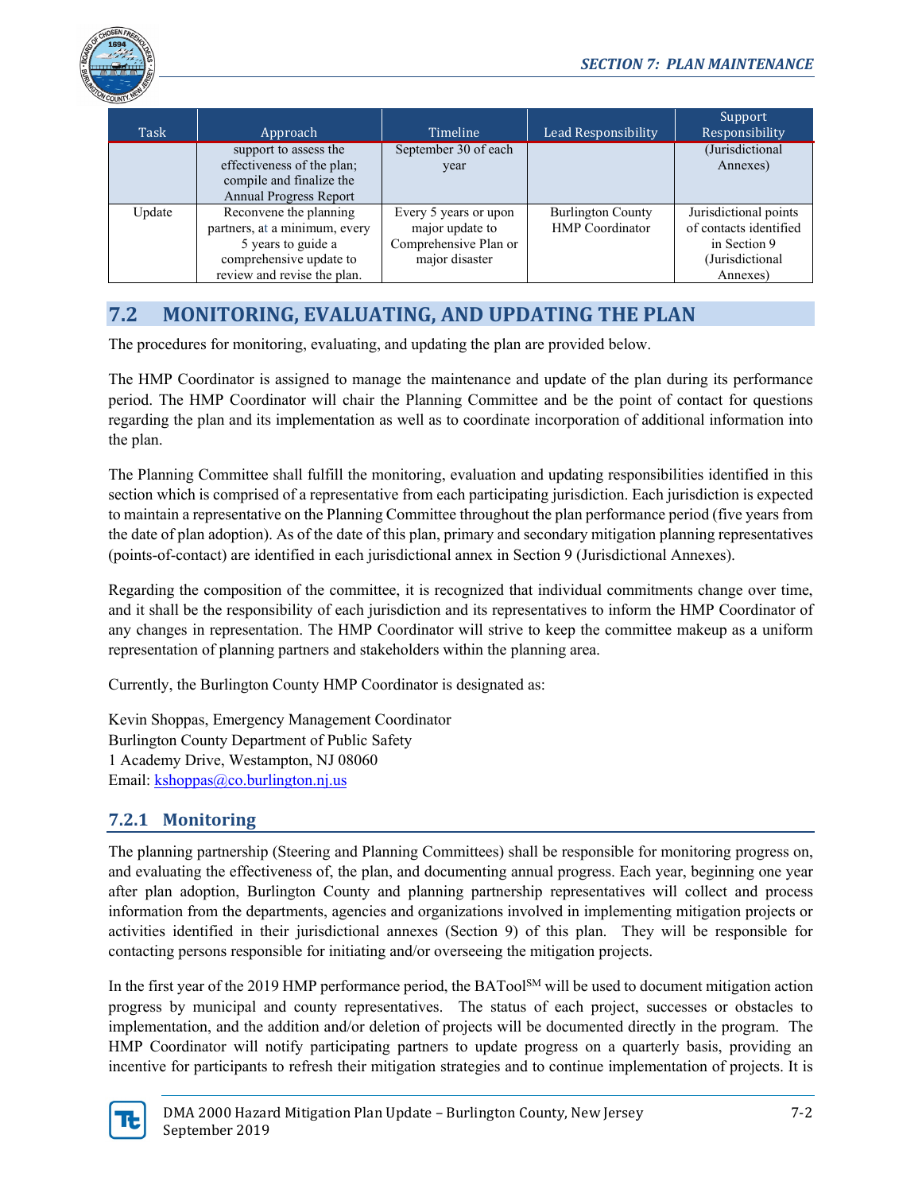| Task | Approach | Timeline | Lead Responsibility | Support Responsibility |
|---|---|---|---|---|
| | support to assess the effectiveness of the plan; compile and finalize the Annual Progress Report | September 30 of each year | | (Jurisdictional Annexes) |
| Update | Reconvene the planning partners, at a minimum, every 5 years to guide a comprehensive update to review and revise the plan. | Every 5 years or upon major update to Comprehensive Plan or major disaster | Burlington County HMP Coordinator | Jurisdictional points of contacts identified in Section 9 (Jurisdictional Annexes) |

## 7.2 MONITORING, EVALUATING, AND UPDATING THE PLAN

The procedures for monitoring, evaluating, and updating the plan are provided below.

The HMP Coordinator is assigned to manage the maintenance and update of the plan during its performance period. The HMP Coordinator will chair the Planning Committee and be the point of contact for questions regarding the plan and its implementation as well as to coordinate incorporation of additional information into the plan.

The Planning Committee shall fulfill the monitoring, evaluation and updating responsibilities identified in this section which is comprised of a representative from each participating jurisdiction. Each jurisdiction is expected to maintain a representative on the Planning Committee throughout the plan performance period (five years from the date of plan adoption). As of the date of this plan, primary and secondary mitigation planning representatives (points-of-contact) are identified in each jurisdictional annex in Section 9 (Jurisdictional Annexes).

Regarding the composition of the committee, it is recognized that individual commitments change over time, and it shall be the responsibility of each jurisdiction and its representatives to inform the HMP Coordinator of any changes in representation. The HMP Coordinator will strive to keep the committee makeup as a uniform representation of planning partners and stakeholders within the planning area.

Currently, the Burlington County HMP Coordinator is designated as:

Kevin Shoppas, Emergency Management Coordinator
Burlington County Department of Public Safety
1 Academy Drive, Westampton, NJ 08060
Email: kshoppas@co.burlington.nj.us

### 7.2.1 Monitoring

The planning partnership (Steering and Planning Committees) shall be responsible for monitoring progress on, and evaluating the effectiveness of, the plan, and documenting annual progress. Each year, beginning one year after plan adoption, Burlington County and planning partnership representatives will collect and process information from the departments, agencies and organizations involved in implementing mitigation projects or activities identified in their jurisdictional annexes (Section 9) of this plan. They will be responsible for contacting persons responsible for initiating and/or overseeing the mitigation projects.

In the first year of the 2019 HMP performance period, the BATool[SM] will be used to document mitigation action progress by municipal and county representatives. The status of each project, successes or obstacles to implementation, and the addition and/or deletion of projects will be documented directly in the program. The HMP Coordinator will notify participating partners to update progress on a quarterly basis, providing an incentive for participants to refresh their mitigation strategies and to continue implementation of projects. It is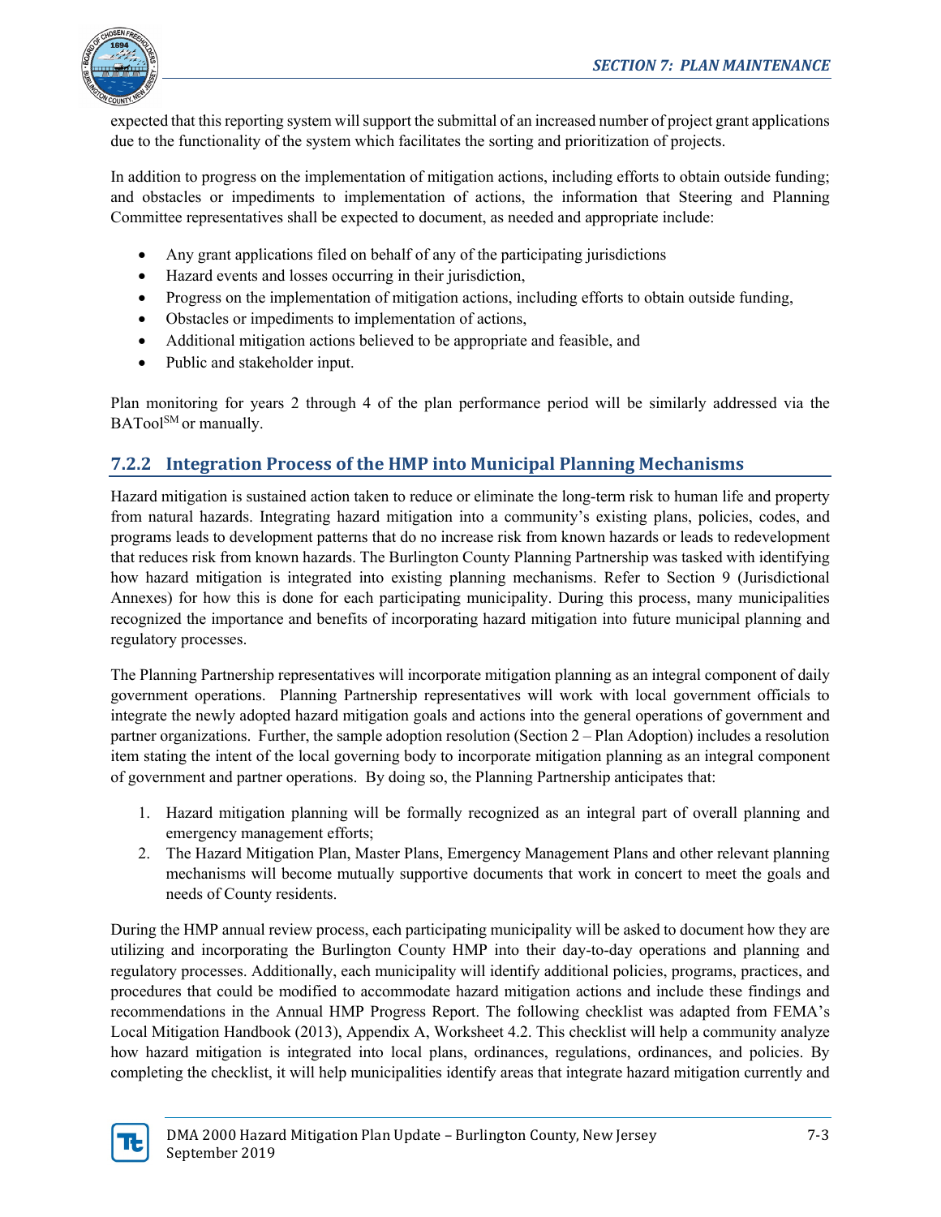expected that this reporting system will support the submittal of an increased number of project grant applications due to the functionality of the system which facilitates the sorting and prioritization of projects.

In addition to progress on the implementation of mitigation actions, including efforts to obtain outside funding; and obstacles or impediments to implementation of actions, the information that Steering and Planning Committee representatives shall be expected to document, as needed and appropriate include:

- Any grant applications filed on behalf of any of the participating jurisdictions
- Hazard events and losses occurring in their jurisdiction,
- Progress on the implementation of mitigation actions, including efforts to obtain outside funding,
- Obstacles or impediments to implementation of actions,
- Additional mitigation actions believed to be appropriate and feasible, and
- Public and stakeholder input.

Plan monitoring for years 2 through 4 of the plan performance period will be similarly addressed via the BATool[SM] or manually.

### 7.2.2 Integration Process of the HMP into Municipal Planning Mechanisms

Hazard mitigation is sustained action taken to reduce or eliminate the long-term risk to human life and property from natural hazards. Integrating hazard mitigation into a community's existing plans, policies, codes, and programs leads to development patterns that do no increase risk from known hazards or leads to redevelopment that reduces risk from known hazards. The Burlington County Planning Partnership was tasked with identifying how hazard mitigation is integrated into existing planning mechanisms. Refer to Section 9 (Jurisdictional Annexes) for how this is done for each participating municipality. During this process, many municipalities recognized the importance and benefits of incorporating hazard mitigation into future municipal planning and regulatory processes.

The Planning Partnership representatives will incorporate mitigation planning as an integral component of daily government operations. Planning Partnership representatives will work with local government officials to integrate the newly adopted hazard mitigation goals and actions into the general operations of government and partner organizations. Further, the sample adoption resolution (Section 2 – Plan Adoption) includes a resolution item stating the intent of the local governing body to incorporate mitigation planning as an integral component of government and partner operations. By doing so, the Planning Partnership anticipates that:

1. Hazard mitigation planning will be formally recognized as an integral part of overall planning and emergency management efforts;
2. The Hazard Mitigation Plan, Master Plans, Emergency Management Plans and other relevant planning mechanisms will become mutually supportive documents that work in concert to meet the goals and needs of County residents.

During the HMP annual review process, each participating municipality will be asked to document how they are utilizing and incorporating the Burlington County HMP into their day-to-day operations and planning and regulatory processes. Additionally, each municipality will identify additional policies, programs, practices, and procedures that could be modified to accommodate hazard mitigation actions and include these findings and recommendations in the Annual HMP Progress Report. The following checklist was adapted from FEMA's Local Mitigation Handbook (2013), Appendix A, Worksheet 4.2. This checklist will help a community analyze how hazard mitigation is integrated into local plans, ordinances, regulations, ordinances, and policies. By completing the checklist, it will help municipalities identify areas that integrate hazard mitigation currently and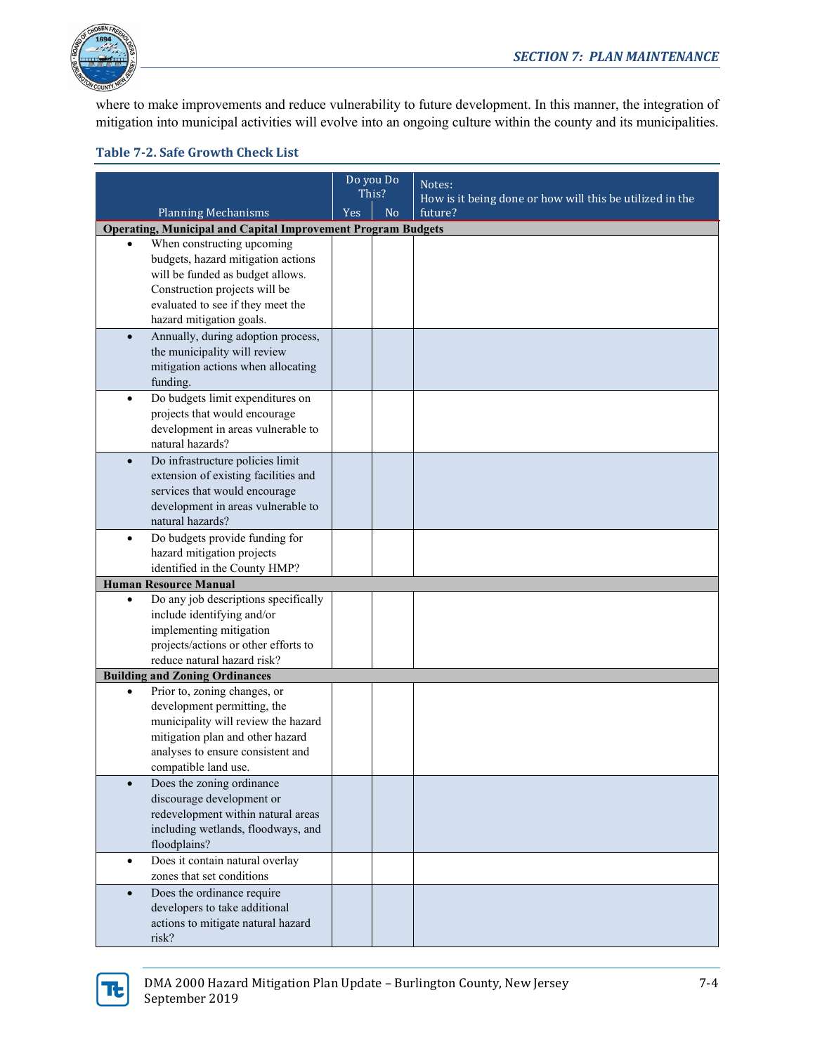where to make improvements and reduce vulnerability to future development. In this manner, the integration of mitigation into municipal activities will evolve into an ongoing culture within the county and its municipalities.

**Table 7-2. Safe Growth Check List**

| Planning Mechanisms | Do you Do This? Yes | No | Notes: How is it being done or how will this be utilized in the future? |
|---|---|---|---|
| **Operating, Municipal and Capital Improvement Program Budgets** | | | |
| • When constructing upcoming budgets, hazard mitigation actions will be funded as budget allows. Construction projects will be evaluated to see if they meet the hazard mitigation goals. | | | |
| • Annually, during adoption process, the municipality will review mitigation actions when allocating funding. | | | |
| • Do budgets limit expenditures on projects that would encourage development in areas vulnerable to natural hazards? | | | |
| • Do infrastructure policies limit extension of existing facilities and services that would encourage development in areas vulnerable to natural hazards? | | | |
| • Do budgets provide funding for hazard mitigation projects identified in the County HMP? | | | |
| **Human Resource Manual** | | | |
| • Do any job descriptions specifically include identifying and/or implementing mitigation projects/actions or other efforts to reduce natural hazard risk? | | | |
| **Building and Zoning Ordinances** | | | |
| • Prior to, zoning changes, or development permitting, the municipality will review the hazard mitigation plan and other hazard analyses to ensure consistent and compatible land use. | | | |
| • Does the zoning ordinance discourage development or redevelopment within natural areas including wetlands, floodways, and floodplains? | | | |
| • Does it contain natural overlay zones that set conditions | | | |
| • Does the ordinance require developers to take additional actions to mitigate natural hazard risk? | | | |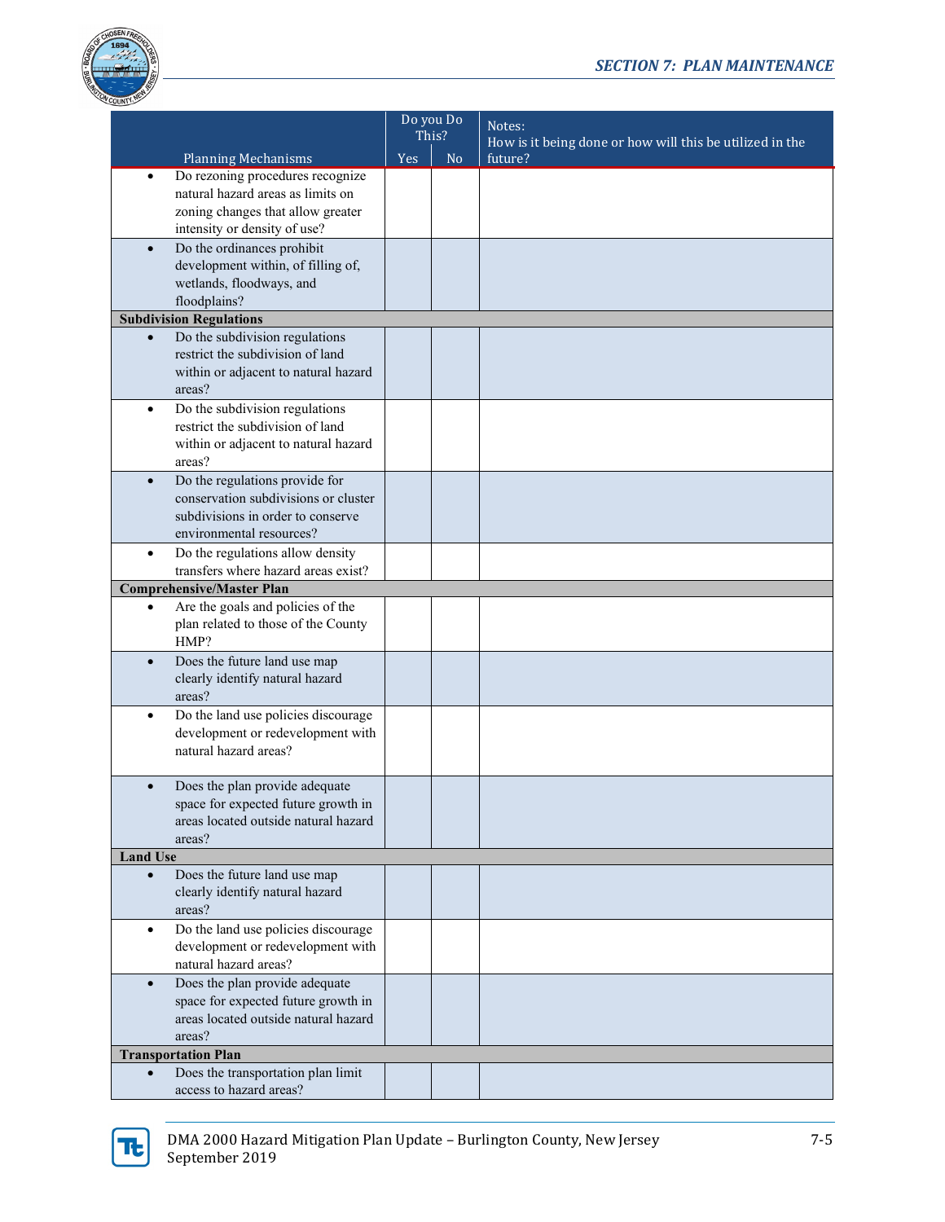| Planning Mechanisms | Do you Do This? Yes | No | Notes: How is it being done or how will this be utilized in the future? |
|---|---|---|---|
| • Do rezoning procedures recognize natural hazard areas as limits on zoning changes that allow greater intensity or density of use? | | | |
| • Do the ordinances prohibit development within, of filling of, wetlands, floodways, and floodplains? | | | |
| **Subdivision Regulations** | | | |
| • Do the subdivision regulations restrict the subdivision of land within or adjacent to natural hazard areas? | | | |
| • Do the subdivision regulations restrict the subdivision of land within or adjacent to natural hazard areas? | | | |
| • Do the regulations provide for conservation subdivisions or cluster subdivisions in order to conserve environmental resources? | | | |
| • Do the regulations allow density transfers where hazard areas exist? | | | |
| **Comprehensive/Master Plan** | | | |
| • Are the goals and policies of the plan related to those of the County HMP? | | | |
| • Does the future land use map clearly identify natural hazard areas? | | | |
| • Do the land use policies discourage development or redevelopment with natural hazard areas? | | | |
| • Does the plan provide adequate space for expected future growth in areas located outside natural hazard areas? | | | |
| **Land Use** | | | |
| • Does the future land use map clearly identify natural hazard areas? | | | |
| • Do the land use policies discourage development or redevelopment with natural hazard areas? | | | |
| • Does the plan provide adequate space for expected future growth in areas located outside natural hazard areas? | | | |
| **Transportation Plan** | | | |
| • Does the transportation plan limit access to hazard areas? | | | |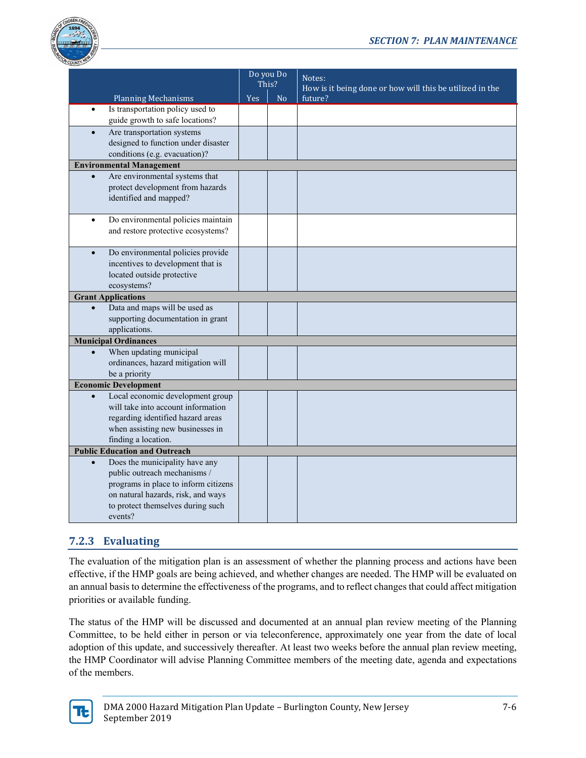| Planning Mechanisms | Do you Do This? | | Notes: How is it being done or how will this be utilized in the future? |
|---|---|---|---|
| | Yes | No | |
| • Is transportation policy used to guide growth to safe locations? | | | |
| • Are transportation systems designed to function under disaster conditions (e.g. evacuation)? | | | |
| **Environmental Management** | | | |
| • Are environmental systems that protect development from hazards identified and mapped? | | | |
| • Do environmental policies maintain and restore protective ecosystems? | | | |
| • Do environmental policies provide incentives to development that is located outside protective ecosystems? | | | |
| **Grant Applications** | | | |
| • Data and maps will be used as supporting documentation in grant applications. | | | |
| **Municipal Ordinances** | | | |
| • When updating municipal ordinances, hazard mitigation will be a priority | | | |
| **Economic Development** | | | |
| • Local economic development group will take into account information regarding identified hazard areas when assisting new businesses in finding a location. | | | |
| **Public Education and Outreach** | | | |
| • Does the municipality have any public outreach mechanisms / programs in place to inform citizens on natural hazards, risk, and ways to protect themselves during such events? | | | |

### 7.2.3 Evaluating

The evaluation of the mitigation plan is an assessment of whether the planning process and actions have been effective, if the HMP goals are being achieved, and whether changes are needed. The HMP will be evaluated on an annual basis to determine the effectiveness of the programs, and to reflect changes that could affect mitigation priorities or available funding.

The status of the HMP will be discussed and documented at an annual plan review meeting of the Planning Committee, to be held either in person or via teleconference, approximately one year from the date of local adoption of this update, and successively thereafter. At least two weeks before the annual plan review meeting, the HMP Coordinator will advise Planning Committee members of the meeting date, agenda and expectations of the members.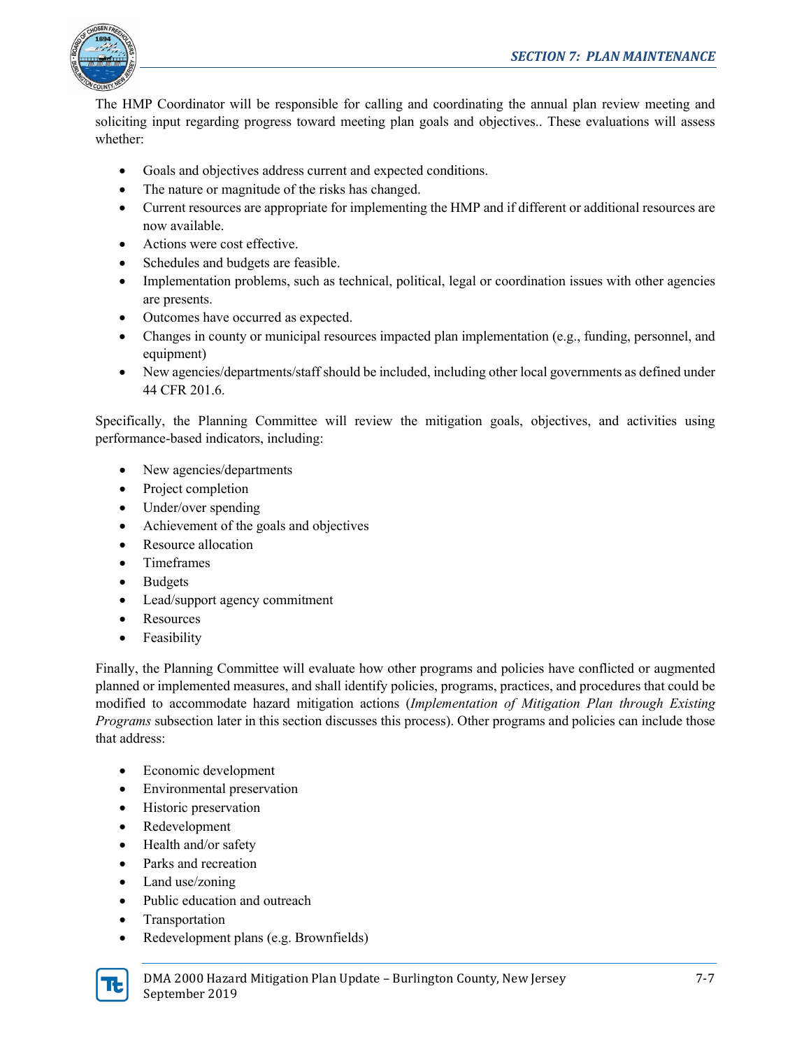The HMP Coordinator will be responsible for calling and coordinating the annual plan review meeting and soliciting input regarding progress toward meeting plan goals and objectives.. These evaluations will assess whether:

- Goals and objectives address current and expected conditions.
- The nature or magnitude of the risks has changed.
- Current resources are appropriate for implementing the HMP and if different or additional resources are now available.
- Actions were cost effective.
- Schedules and budgets are feasible.
- Implementation problems, such as technical, political, legal or coordination issues with other agencies are presents.
- Outcomes have occurred as expected.
- Changes in county or municipal resources impacted plan implementation (e.g., funding, personnel, and equipment)
- New agencies/departments/staff should be included, including other local governments as defined under 44 CFR 201.6.

Specifically, the Planning Committee will review the mitigation goals, objectives, and activities using performance-based indicators, including:

- New agencies/departments
- Project completion
- Under/over spending
- Achievement of the goals and objectives
- Resource allocation
- Timeframes
- Budgets
- Lead/support agency commitment
- Resources
- Feasibility

Finally, the Planning Committee will evaluate how other programs and policies have conflicted or augmented planned or implemented measures, and shall identify policies, programs, practices, and procedures that could be modified to accommodate hazard mitigation actions (*Implementation of Mitigation Plan through Existing Programs* subsection later in this section discusses this process). Other programs and policies can include those that address:

- Economic development
- Environmental preservation
- Historic preservation
- Redevelopment
- Health and/or safety
- Parks and recreation
- Land use/zoning
- Public education and outreach
- Transportation
- Redevelopment plans (e.g. Brownfields)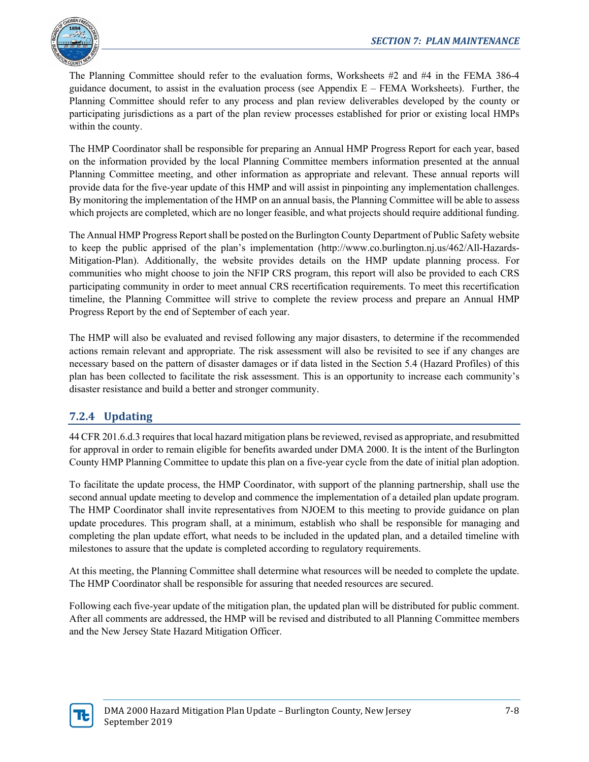The Planning Committee should refer to the evaluation forms, Worksheets #2 and #4 in the FEMA 386-4 guidance document, to assist in the evaluation process (see Appendix E – FEMA Worksheets). Further, the Planning Committee should refer to any process and plan review deliverables developed by the county or participating jurisdictions as a part of the plan review processes established for prior or existing local HMPs within the county.

The HMP Coordinator shall be responsible for preparing an Annual HMP Progress Report for each year, based on the information provided by the local Planning Committee members information presented at the annual Planning Committee meeting, and other information as appropriate and relevant. These annual reports will provide data for the five-year update of this HMP and will assist in pinpointing any implementation challenges. By monitoring the implementation of the HMP on an annual basis, the Planning Committee will be able to assess which projects are completed, which are no longer feasible, and what projects should require additional funding.

The Annual HMP Progress Report shall be posted on the Burlington County Department of Public Safety website to keep the public apprised of the plan's implementation (http://www.co.burlington.nj.us/462/All-Hazards-Mitigation-Plan). Additionally, the website provides details on the HMP update planning process. For communities who might choose to join the NFIP CRS program, this report will also be provided to each CRS participating community in order to meet annual CRS recertification requirements. To meet this recertification timeline, the Planning Committee will strive to complete the review process and prepare an Annual HMP Progress Report by the end of September of each year.

The HMP will also be evaluated and revised following any major disasters, to determine if the recommended actions remain relevant and appropriate. The risk assessment will also be revisited to see if any changes are necessary based on the pattern of disaster damages or if data listed in the Section 5.4 (Hazard Profiles) of this plan has been collected to facilitate the risk assessment. This is an opportunity to increase each community's disaster resistance and build a better and stronger community.

### 7.2.4 Updating

44 CFR 201.6.d.3 requires that local hazard mitigation plans be reviewed, revised as appropriate, and resubmitted for approval in order to remain eligible for benefits awarded under DMA 2000. It is the intent of the Burlington County HMP Planning Committee to update this plan on a five-year cycle from the date of initial plan adoption.

To facilitate the update process, the HMP Coordinator, with support of the planning partnership, shall use the second annual update meeting to develop and commence the implementation of a detailed plan update program. The HMP Coordinator shall invite representatives from NJOEM to this meeting to provide guidance on plan update procedures. This program shall, at a minimum, establish who shall be responsible for managing and completing the plan update effort, what needs to be included in the updated plan, and a detailed timeline with milestones to assure that the update is completed according to regulatory requirements.

At this meeting, the Planning Committee shall determine what resources will be needed to complete the update. The HMP Coordinator shall be responsible for assuring that needed resources are secured.

Following each five-year update of the mitigation plan, the updated plan will be distributed for public comment. After all comments are addressed, the HMP will be revised and distributed to all Planning Committee members and the New Jersey State Hazard Mitigation Officer.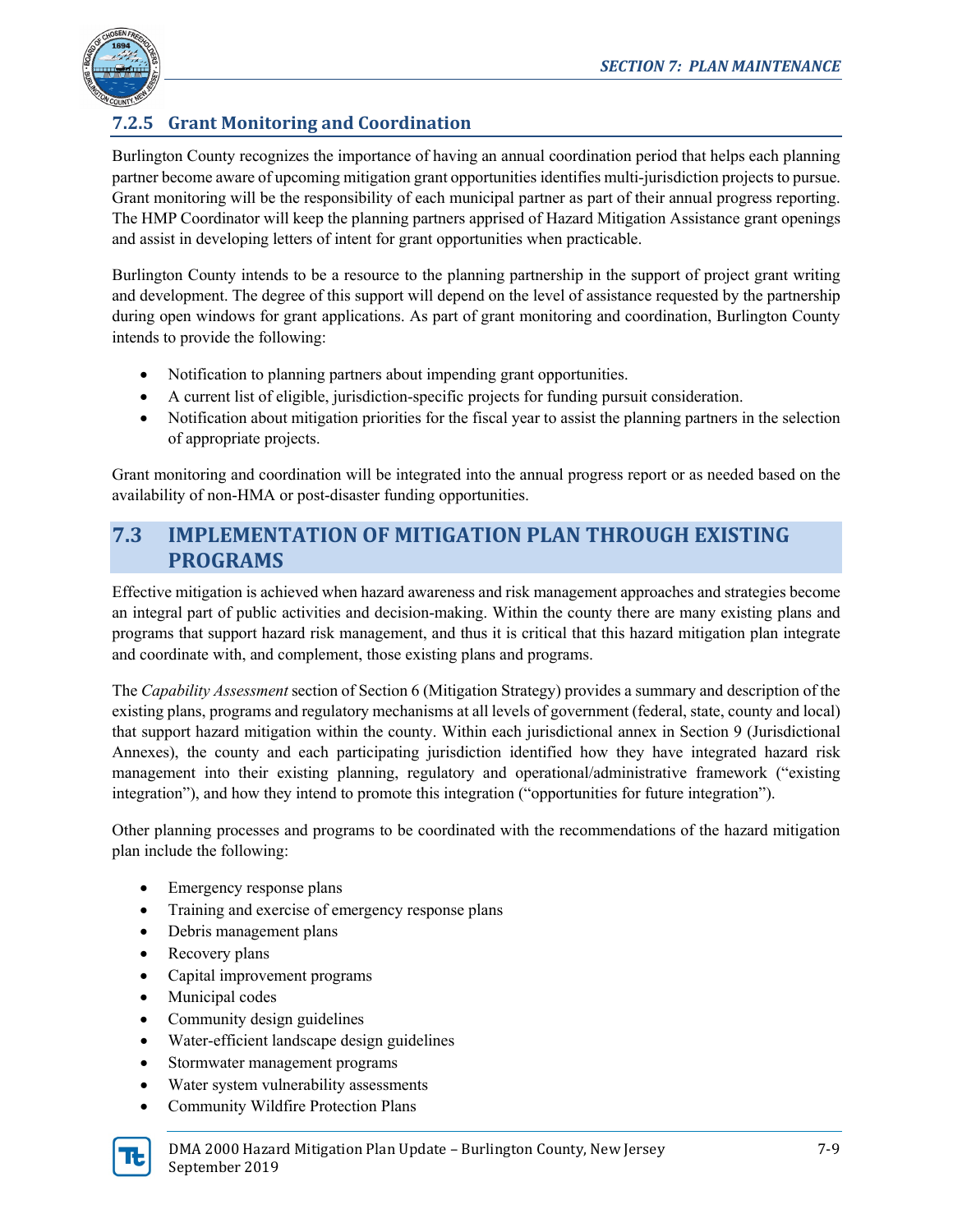### 7.2.5 Grant Monitoring and Coordination

Burlington County recognizes the importance of having an annual coordination period that helps each planning partner become aware of upcoming mitigation grant opportunities identifies multi-jurisdiction projects to pursue. Grant monitoring will be the responsibility of each municipal partner as part of their annual progress reporting. The HMP Coordinator will keep the planning partners apprised of Hazard Mitigation Assistance grant openings and assist in developing letters of intent for grant opportunities when practicable.

Burlington County intends to be a resource to the planning partnership in the support of project grant writing and development. The degree of this support will depend on the level of assistance requested by the partnership during open windows for grant applications. As part of grant monitoring and coordination, Burlington County intends to provide the following:

- Notification to planning partners about impending grant opportunities.
- A current list of eligible, jurisdiction-specific projects for funding pursuit consideration.
- Notification about mitigation priorities for the fiscal year to assist the planning partners in the selection of appropriate projects.

Grant monitoring and coordination will be integrated into the annual progress report or as needed based on the availability of non-HMA or post-disaster funding opportunities.

## 7.3 IMPLEMENTATION OF MITIGATION PLAN THROUGH EXISTING PROGRAMS

Effective mitigation is achieved when hazard awareness and risk management approaches and strategies become an integral part of public activities and decision-making. Within the county there are many existing plans and programs that support hazard risk management, and thus it is critical that this hazard mitigation plan integrate and coordinate with, and complement, those existing plans and programs.

The *Capability Assessment* section of Section 6 (Mitigation Strategy) provides a summary and description of the existing plans, programs and regulatory mechanisms at all levels of government (federal, state, county and local) that support hazard mitigation within the county. Within each jurisdictional annex in Section 9 (Jurisdictional Annexes), the county and each participating jurisdiction identified how they have integrated hazard risk management into their existing planning, regulatory and operational/administrative framework ("existing integration"), and how they intend to promote this integration ("opportunities for future integration").

Other planning processes and programs to be coordinated with the recommendations of the hazard mitigation plan include the following:

- Emergency response plans
- Training and exercise of emergency response plans
- Debris management plans
- Recovery plans
- Capital improvement programs
- Municipal codes
- Community design guidelines
- Water-efficient landscape design guidelines
- Stormwater management programs
- Water system vulnerability assessments
- Community Wildfire Protection Plans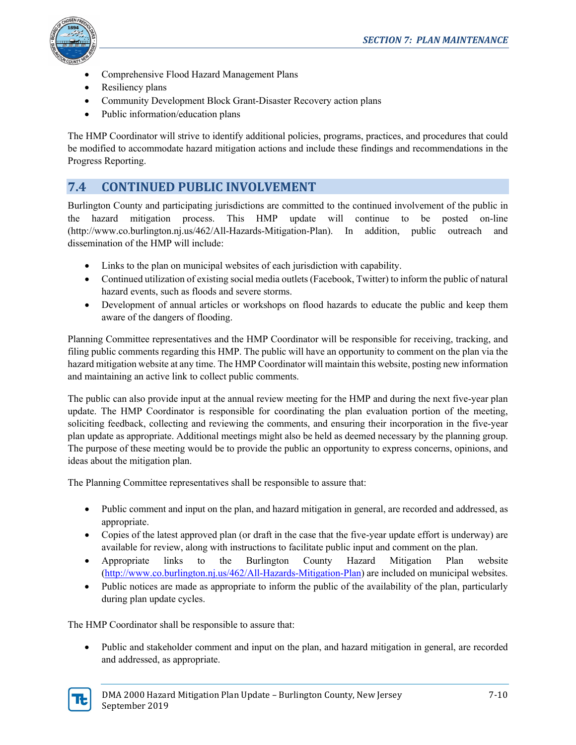- Comprehensive Flood Hazard Management Plans
- Resiliency plans
- Community Development Block Grant-Disaster Recovery action plans
- Public information/education plans

The HMP Coordinator will strive to identify additional policies, programs, practices, and procedures that could be modified to accommodate hazard mitigation actions and include these findings and recommendations in the Progress Reporting.

## 7.4 CONTINUED PUBLIC INVOLVEMENT

Burlington County and participating jurisdictions are committed to the continued involvement of the public in the hazard mitigation process. This HMP update will continue to be posted on-line (http://www.co.burlington.nj.us/462/All-Hazards-Mitigation-Plan). In addition, public outreach and dissemination of the HMP will include:

- Links to the plan on municipal websites of each jurisdiction with capability.
- Continued utilization of existing social media outlets (Facebook, Twitter) to inform the public of natural hazard events, such as floods and severe storms.
- Development of annual articles or workshops on flood hazards to educate the public and keep them aware of the dangers of flooding.

Planning Committee representatives and the HMP Coordinator will be responsible for receiving, tracking, and filing public comments regarding this HMP. The public will have an opportunity to comment on the plan via the hazard mitigation website at any time. The HMP Coordinator will maintain this website, posting new information and maintaining an active link to collect public comments.

The public can also provide input at the annual review meeting for the HMP and during the next five-year plan update. The HMP Coordinator is responsible for coordinating the plan evaluation portion of the meeting, soliciting feedback, collecting and reviewing the comments, and ensuring their incorporation in the five-year plan update as appropriate. Additional meetings might also be held as deemed necessary by the planning group. The purpose of these meeting would be to provide the public an opportunity to express concerns, opinions, and ideas about the mitigation plan.

The Planning Committee representatives shall be responsible to assure that:

- Public comment and input on the plan, and hazard mitigation in general, are recorded and addressed, as appropriate.
- Copies of the latest approved plan (or draft in the case that the five-year update effort is underway) are available for review, along with instructions to facilitate public input and comment on the plan.
- Appropriate links to the Burlington County Hazard Mitigation Plan website (http://www.co.burlington.nj.us/462/All-Hazards-Mitigation-Plan) are included on municipal websites.
- Public notices are made as appropriate to inform the public of the availability of the plan, particularly during plan update cycles.

The HMP Coordinator shall be responsible to assure that:

- Public and stakeholder comment and input on the plan, and hazard mitigation in general, are recorded and addressed, as appropriate.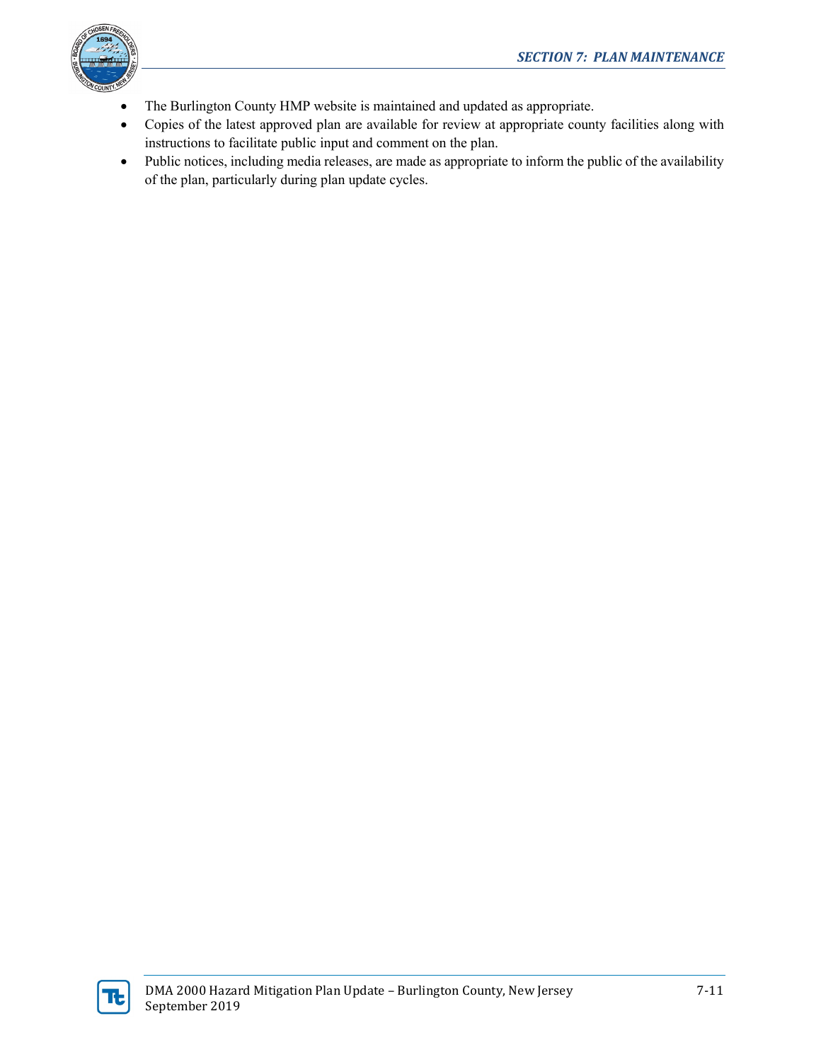- The Burlington County HMP website is maintained and updated as appropriate.
- Copies of the latest approved plan are available for review at appropriate county facilities along with instructions to facilitate public input and comment on the plan.
- Public notices, including media releases, are made as appropriate to inform the public of the availability of the plan, particularly during plan update cycles.